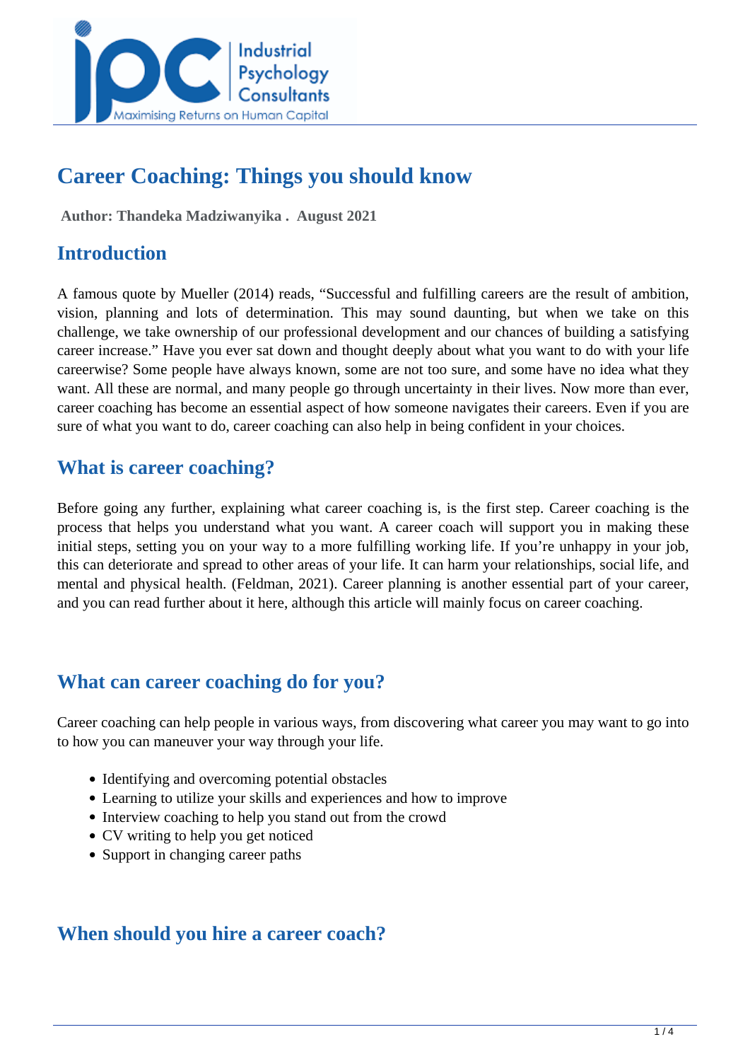# Career Coaching: Things you should know

**Author: Thandeka Madziwanyika . August 2021**

## Introduction

A famous quote by Mueller (2014) reads, "Successful and fulfilling careers are the result of ambition, vision, planning and lots of determination. This may sound daunting, but when we take on this challenge, we take ownership of our professional development and our chances of building a satisfying career increase." Have you ever sat down and thought deeply about what you want to do with your life careerwise? Some people have always known, some are not too sure, and some have no idea what they want. All these are normal, and many people go through uncertainty in their lives. Now more than ever, career coaching has become an essential aspect of how someone navigates their careers. Even if you are sure of what you want to do, career coaching can also help in being confident in your choices.

## What is career coaching?

Before going any further, explaining what career coaching is, is the first step. Career coaching is the process that helps you understand what you want. A career coach will support you in making these initial steps, setting you on your way to a more fulfilling working life. If you're unhappy in your job, this can deteriorate and spread to other areas of your life. It can harm your relationships, social life, and mental and physical health. (Feldman, 2021). Career planning is another essential part of your career, and you can read further about it here, although this article will mainly focus on career coaching.

## What can career coaching do for you?

Career coaching can help people in various ways, from discovering what career you may want to go into to how you can maneuver your way through your life.

- Identifying and overcoming potential obstacles
- Learning to utilize your skills and experiences and how to improve
- Interview coaching to help you stand out from the crowd
- CV writing to help you get noticed
- Support in changing career paths

## When should you hire a career coach?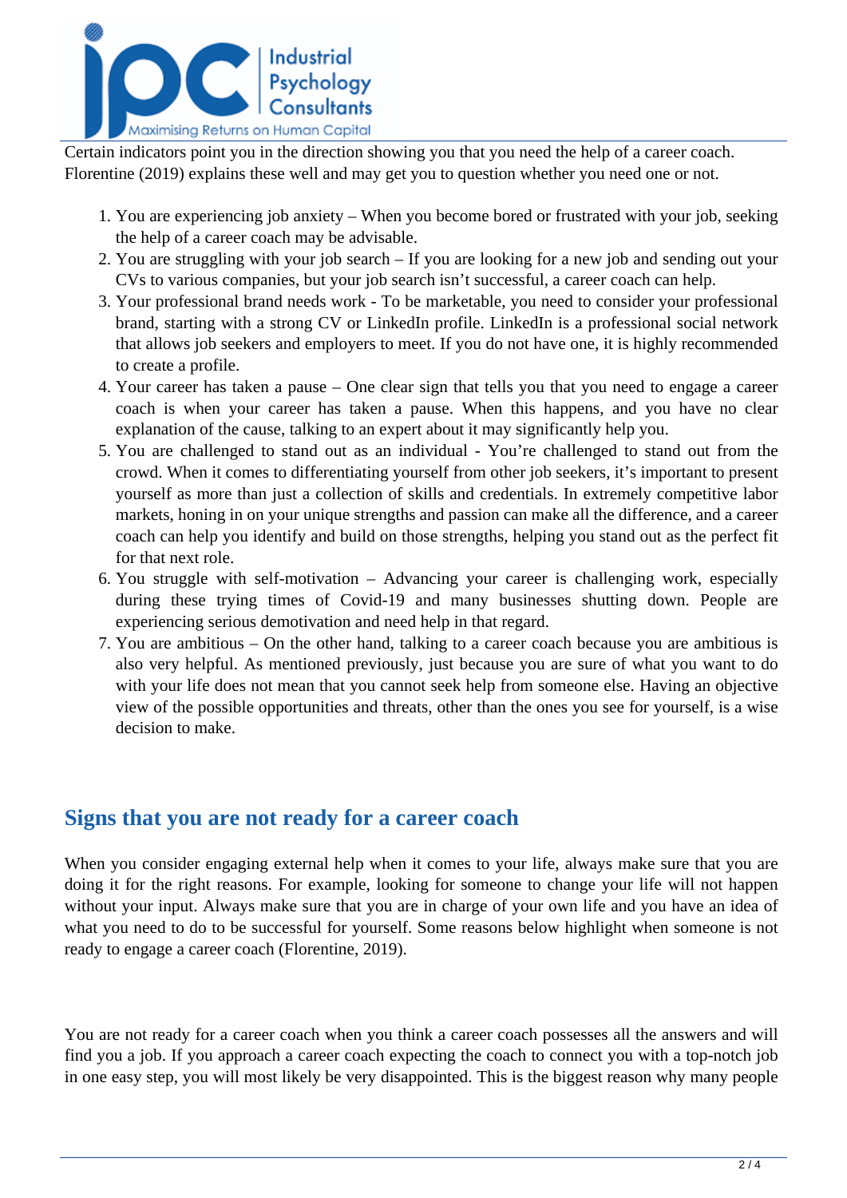Certain indicators point you in the direction showing you that you need the help of a career coach. Florentine (2019) explains these well and may get you to question whether you need one or not.

1. You are experiencing job anxiety – When you become bored or frustrated with your job, seeking the help of a career coach may be advisable.
2. You are struggling with your job search – If you are looking for a new job and sending out your CVs to various companies, but your job search isn't successful, a career coach can help.
3. Your professional brand needs work - To be marketable, you need to consider your professional brand, starting with a strong CV or LinkedIn profile. LinkedIn is a professional social network that allows job seekers and employers to meet. If you do not have one, it is highly recommended to create a profile.
4. Your career has taken a pause – One clear sign that tells you that you need to engage a career coach is when your career has taken a pause. When this happens, and you have no clear explanation of the cause, talking to an expert about it may significantly help you.
5. You are challenged to stand out as an individual - You're challenged to stand out from the crowd. When it comes to differentiating yourself from other job seekers, it's important to present yourself as more than just a collection of skills and credentials. In extremely competitive labor markets, honing in on your unique strengths and passion can make all the difference, and a career coach can help you identify and build on those strengths, helping you stand out as the perfect fit for that next role.
6. You struggle with self-motivation – Advancing your career is challenging work, especially during these trying times of Covid-19 and many businesses shutting down. People are experiencing serious demotivation and need help in that regard.
7. You are ambitious – On the other hand, talking to a career coach because you are ambitious is also very helpful. As mentioned previously, just because you are sure of what you want to do with your life does not mean that you cannot seek help from someone else. Having an objective view of the possible opportunities and threats, other than the ones you see for yourself, is a wise decision to make.

## Signs that you are not ready for a career coach

When you consider engaging external help when it comes to your life, always make sure that you are doing it for the right reasons. For example, looking for someone to change your life will not happen without your input. Always make sure that you are in charge of your own life and you have an idea of what you need to do to be successful for yourself. Some reasons below highlight when someone is not ready to engage a career coach (Florentine, 2019).

You are not ready for a career coach when you think a career coach possesses all the answers and will find you a job. If you approach a career coach expecting the coach to connect you with a top-notch job in one easy step, you will most likely be very disappointed. This is the biggest reason why many people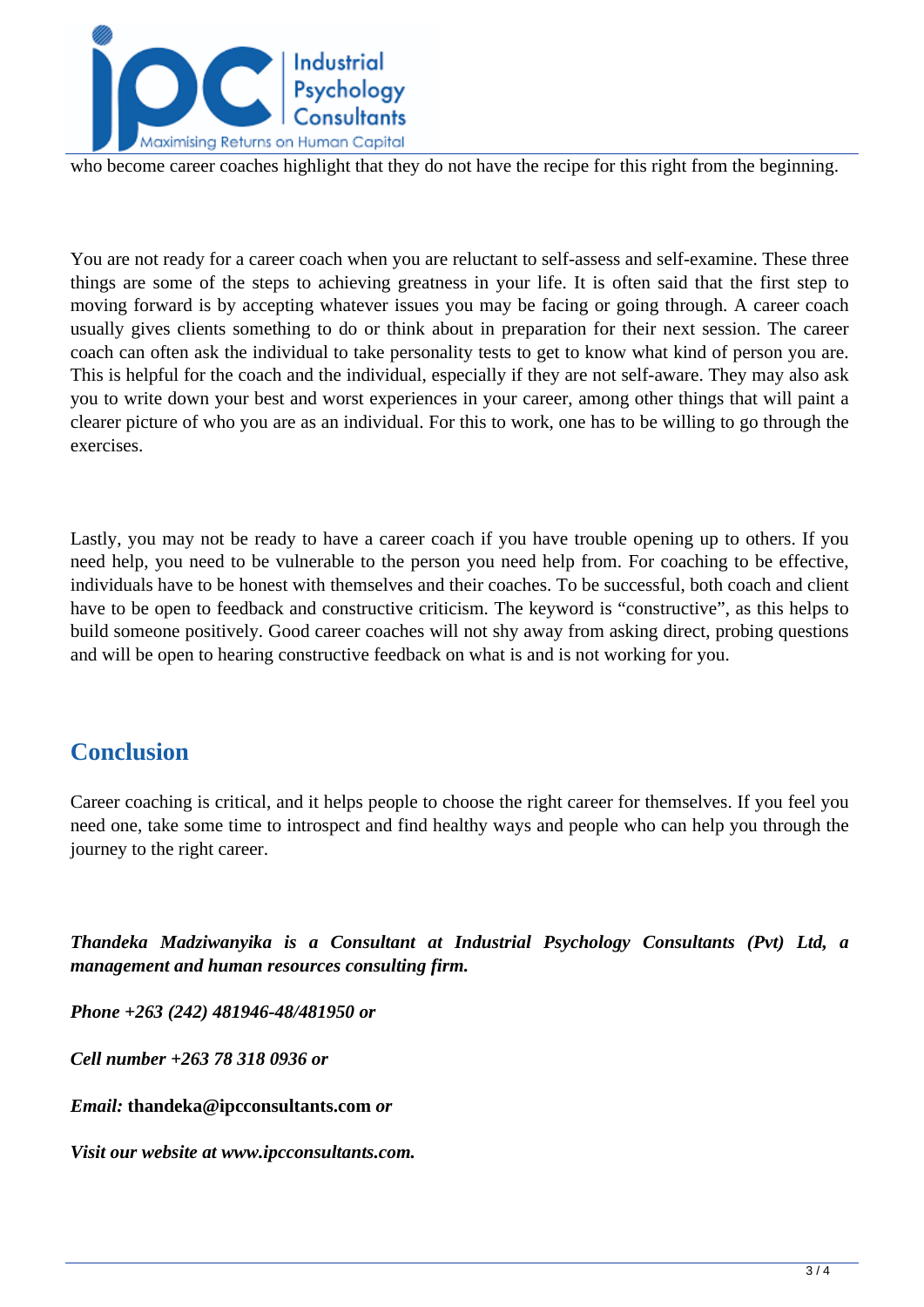who become career coaches highlight that they do not have the recipe for this right from the beginning.

You are not ready for a career coach when you are reluctant to self-assess and self-examine. These three things are some of the steps to achieving greatness in your life. It is often said that the first step to moving forward is by accepting whatever issues you may be facing or going through. A career coach usually gives clients something to do or think about in preparation for their next session. The career coach can often ask the individual to take personality tests to get to know what kind of person you are. This is helpful for the coach and the individual, especially if they are not self-aware. They may also ask you to write down your best and worst experiences in your career, among other things that will paint a clearer picture of who you are as an individual. For this to work, one has to be willing to go through the exercises.

Lastly, you may not be ready to have a career coach if you have trouble opening up to others. If you need help, you need to be vulnerable to the person you need help from. For coaching to be effective, individuals have to be honest with themselves and their coaches. To be successful, both coach and client have to be open to feedback and constructive criticism. The keyword is "constructive", as this helps to build someone positively. Good career coaches will not shy away from asking direct, probing questions and will be open to hearing constructive feedback on what is and is not working for you.

## Conclusion

Career coaching is critical, and it helps people to choose the right career for themselves. If you feel you need one, take some time to introspect and find healthy ways and people who can help you through the journey to the right career.

***Thandeka Madziwanyika is a Consultant at Industrial Psychology Consultants (Pvt) Ltd, a management and human resources consulting firm.***

***Phone +263 (242) 481946-48/481950 or***

***Cell number +263 78 318 0936 or***

***Email:* thandeka@ipcconsultants.com *or***

***Visit our website at www.ipcconsultants.com.***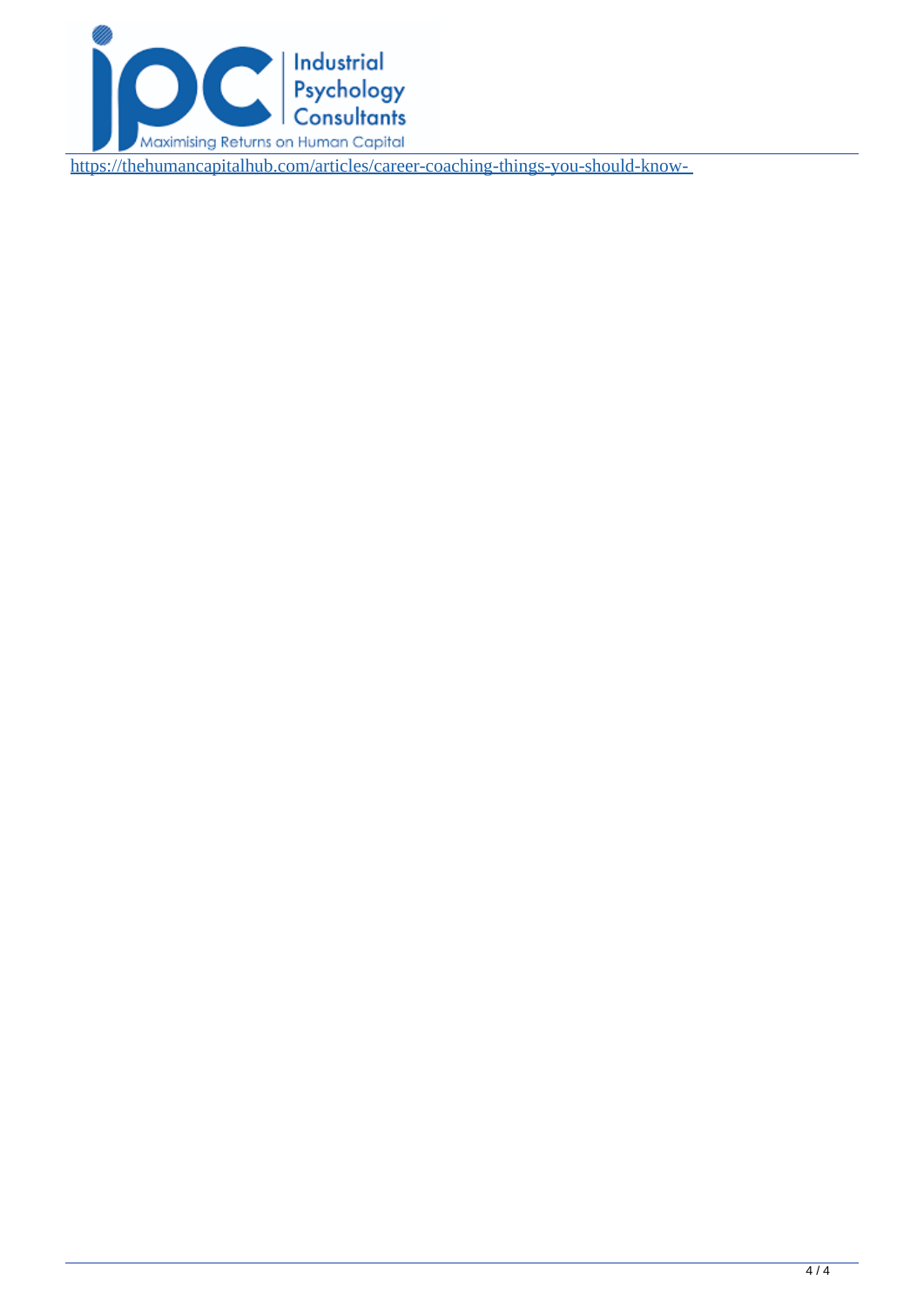https://thehumancapitalhub.com/articles/career-coaching-things-you-should-know-